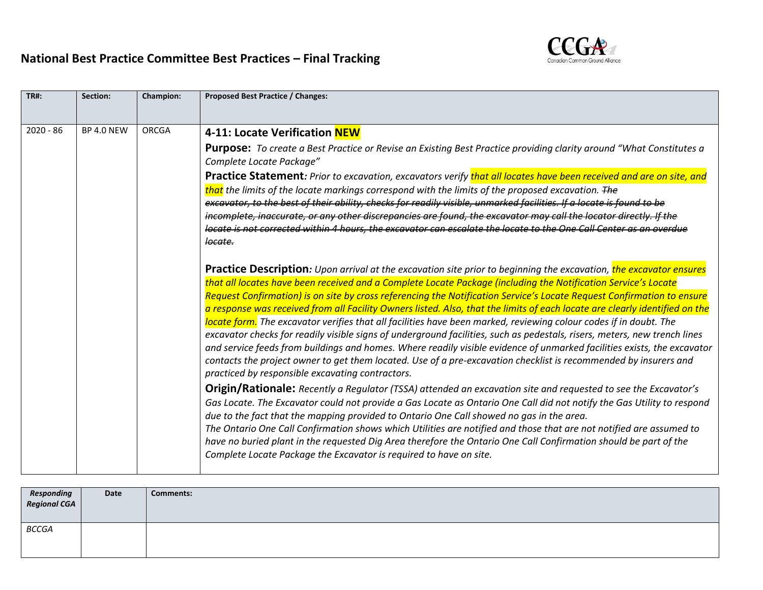# National Best Practice Committee Best Practices – Final Tracking

| TR#: | Section: | Champion: | Proposed Best Practice / Changes: |
|---|---|---|---|
| 2020 - 86 | BP 4.0 NEW | ORCGA | **4-11: Locate Verification NEW**<br><br>**Purpose:** *To create a Best Practice or Revise an Existing Best Practice providing clarity around "What Constitutes a Complete Locate Package"*<br><br>**Practice Statement***: Prior to excavation, excavators verify that all locates have been received and are on site, and that the limits of the locate markings correspond with the limits of the proposed excavation.* ~~*The excavator, to the best of their ability, checks for readily visible, unmarked facilities. If a locate is found to be incomplete, inaccurate, or any other discrepancies are found, the excavator may call the locator directly. If the locate is not corrected within 4 hours, the excavator can escalate the locate to the One Call Center as an overdue locate.*~~<br><br>**Practice Description***: Upon arrival at the excavation site prior to beginning the excavation, the excavator ensures that all locates have been received and a Complete Locate Package (including the Notification Service's Locate Request Confirmation) is on site by cross referencing the Notification Service's Locate Request Confirmation to ensure a response was received from all Facility Owners listed. Also, that the limits of each locate are clearly identified on the locate form. The excavator verifies that all facilities have been marked, reviewing colour codes if in doubt. The excavator checks for readily visible signs of underground facilities, such as pedestals, risers, meters, new trench lines and service feeds from buildings and homes. Where readily visible evidence of unmarked facilities exists, the excavator contacts the project owner to get them located. Use of a pre-excavation checklist is recommended by insurers and practiced by responsible excavating contractors.*<br><br>**Origin/Rationale:** *Recently a Regulator (TSSA) attended an excavation site and requested to see the Excavator's Gas Locate. The Excavator could not provide a Gas Locate as Ontario One Call did not notify the Gas Utility to respond due to the fact that the mapping provided to Ontario One Call showed no gas in the area.*<br>*The Ontario One Call Confirmation shows which Utilities are notified and those that are not notified are assumed to have no buried plant in the requested Dig Area therefore the Ontario One Call Confirmation should be part of the Complete Locate Package the Excavator is required to have on site.* |

| *Responding Regional CGA* | Date | Comments: |
|---|---|---|
| *BCCGA* | | |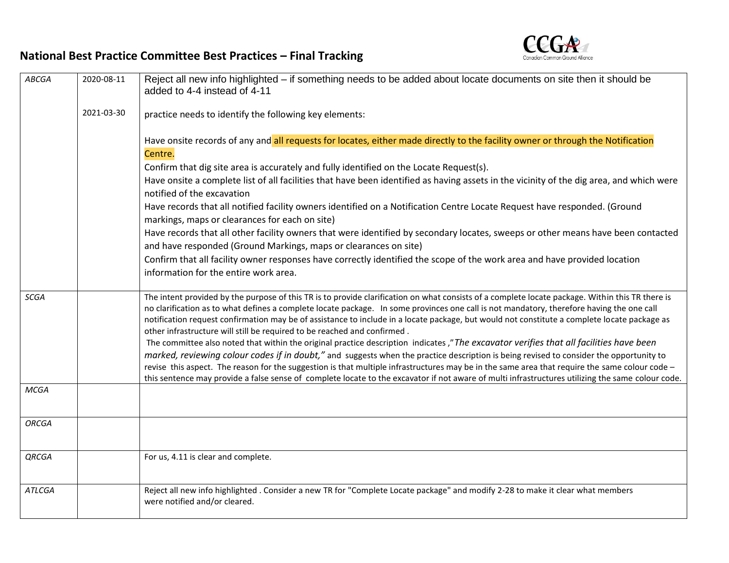## National Best Practice Committee Best Practices – Final Tracking

| | | |
|---|---|---|
| *ABCGA* | 2020-08-11<br><br>2021-03-30 | Reject all new info highlighted – if something needs to be added about locate documents on site then it should be added to 4-4 instead of 4-11<br><br>practice needs to identify the following key elements:<br><br>Have onsite records of any and all requests for locates, either made directly to the facility owner or through the Notification Centre.<br>Confirm that dig site area is accurately and fully identified on the Locate Request(s).<br>Have onsite a complete list of all facilities that have been identified as having assets in the vicinity of the dig area, and which were notified of the excavation<br>Have records that all notified facility owners identified on a Notification Centre Locate Request have responded. (Ground markings, maps or clearances for each on site)<br>Have records that all other facility owners that were identified by secondary locates, sweeps or other means have been contacted and have responded (Ground Markings, maps or clearances on site)<br>Confirm that all facility owner responses have correctly identified the scope of the work area and have provided location information for the entire work area. |
| *SCGA* | | The intent provided by the purpose of this TR is to provide clarification on what consists of a complete locate package. Within this TR there is no clarification as to what defines a complete locate package. In some provinces one call is not mandatory, therefore having the one call notification request confirmation may be of assistance to include in a locate package, but would not constitute a complete locate package as other infrastructure will still be required to be reached and confirmed .<br>The committee also noted that within the original practice description indicates ,"*The excavator verifies that all facilities have been marked, reviewing colour codes if in doubt,"* and suggests when the practice description is being revised to consider the opportunity to revise this aspect. The reason for the suggestion is that multiple infrastructures may be in the same area that require the same colour code – this sentence may provide a false sense of complete locate to the excavator if not aware of multi infrastructures utilizing the same colour code. |
| *MCGA* | | |
| *ORCGA* | | |
| *QRCGA* | | For us, 4.11 is clear and complete. |
| *ATLCGA* | | Reject all new info highlighted . Consider a new TR for "Complete Locate package" and modify 2-28 to make it clear what members were notified and/or cleared. |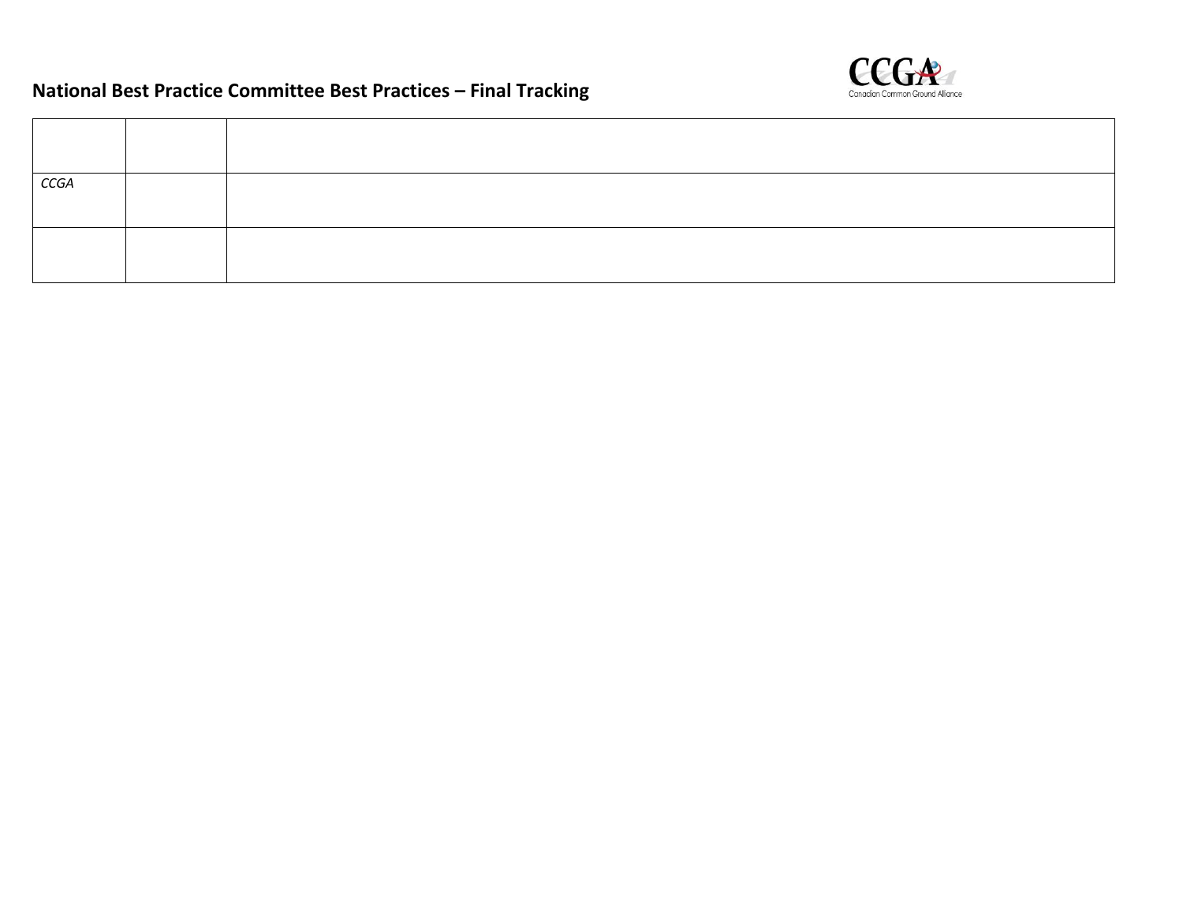## National Best Practice Committee Best Practices – Final Tracking

| | | |
|---|---|---|
| *CCGA* | | |
| | | |